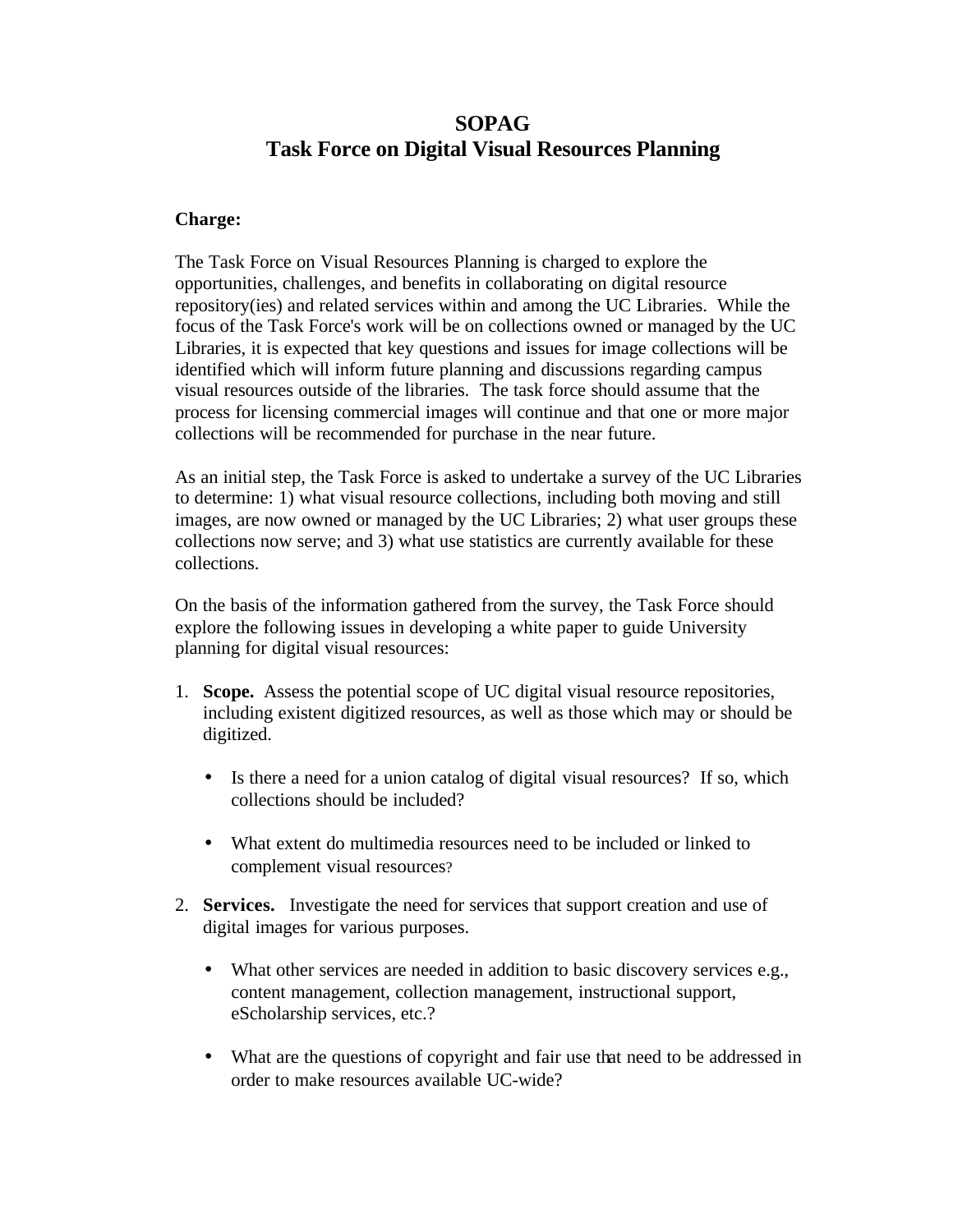# SOPAG
# Task Force on Digital Visual Resources Planning

**Charge:**

The Task Force on Visual Resources Planning is charged to explore the opportunities, challenges, and benefits in collaborating on digital resource repository(ies) and related services within and among the UC Libraries. While the focus of the Task Force's work will be on collections owned or managed by the UC Libraries, it is expected that key questions and issues for image collections will be identified which will inform future planning and discussions regarding campus visual resources outside of the libraries. The task force should assume that the process for licensing commercial images will continue and that one or more major collections will be recommended for purchase in the near future.

As an initial step, the Task Force is asked to undertake a survey of the UC Libraries to determine: 1) what visual resource collections, including both moving and still images, are now owned or managed by the UC Libraries; 2) what user groups these collections now serve; and 3) what use statistics are currently available for these collections.

On the basis of the information gathered from the survey, the Task Force should explore the following issues in developing a white paper to guide University planning for digital visual resources:

1. **Scope.** Assess the potential scope of UC digital visual resource repositories, including existent digitized resources, as well as those which may or should be digitized.

   - Is there a need for a union catalog of digital visual resources? If so, which collections should be included?

   - What extent do multimedia resources need to be included or linked to complement visual resources?

2. **Services.** Investigate the need for services that support creation and use of digital images for various purposes.

   - What other services are needed in addition to basic discovery services e.g., content management, collection management, instructional support, eScholarship services, etc.?

   - What are the questions of copyright and fair use that need to be addressed in order to make resources available UC-wide?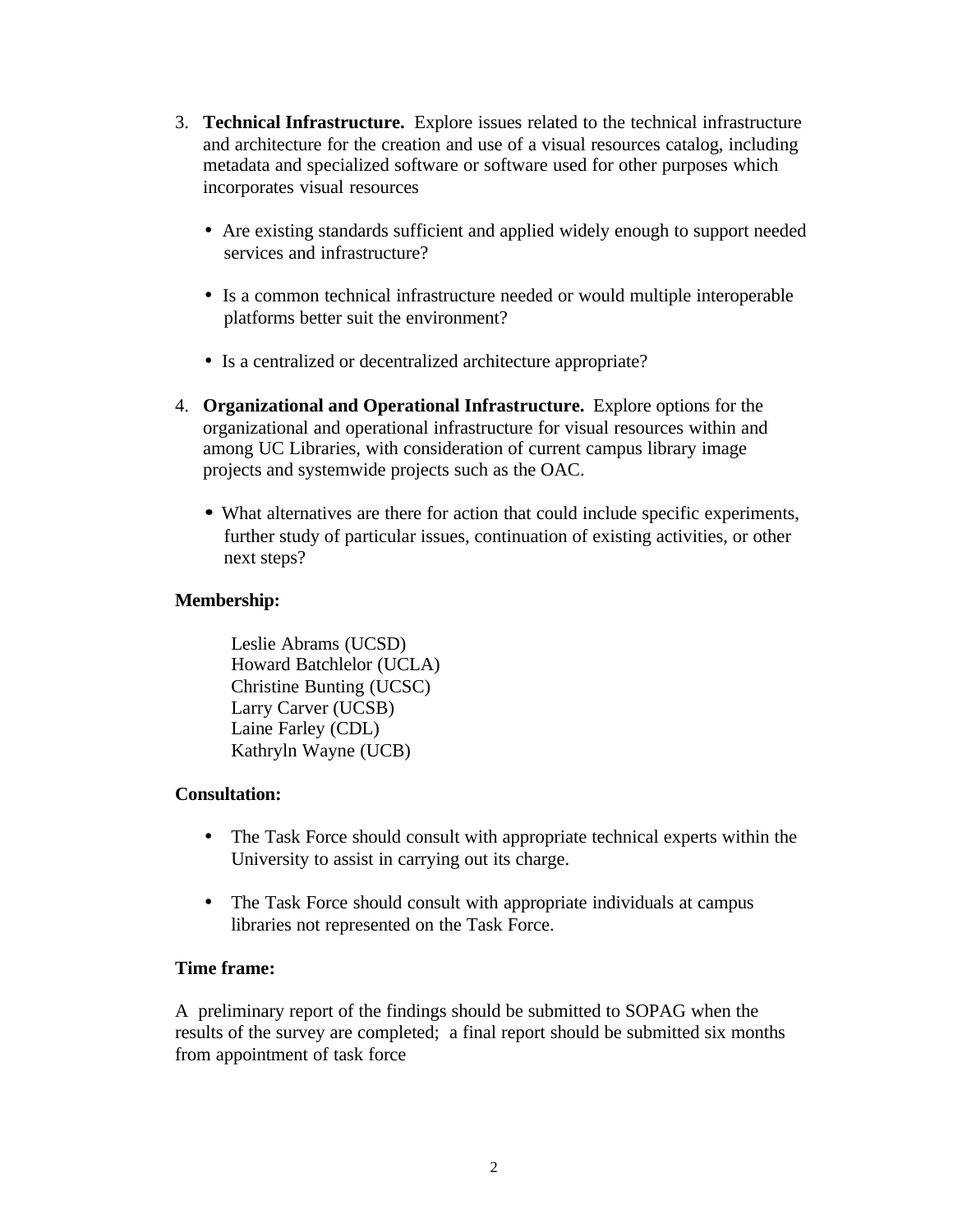3. **Technical Infrastructure.** Explore issues related to the technical infrastructure and architecture for the creation and use of a visual resources catalog, including metadata and specialized software or software used for other purposes which incorporates visual resources

   - Are existing standards sufficient and applied widely enough to support needed services and infrastructure?

   - Is a common technical infrastructure needed or would multiple interoperable platforms better suit the environment?

   - Is a centralized or decentralized architecture appropriate?

4. **Organizational and Operational Infrastructure.** Explore options for the organizational and operational infrastructure for visual resources within and among UC Libraries, with consideration of current campus library image projects and systemwide projects such as the OAC.

   - What alternatives are there for action that could include specific experiments, further study of particular issues, continuation of existing activities, or other next steps?

**Membership:**

Leslie Abrams (UCSD)
Howard Batchlelor (UCLA)
Christine Bunting (UCSC)
Larry Carver (UCSB)
Laine Farley (CDL)
Kathryln Wayne (UCB)

**Consultation:**

- The Task Force should consult with appropriate technical experts within the University to assist in carrying out its charge.

- The Task Force should consult with appropriate individuals at campus libraries not represented on the Task Force.

**Time frame:**

A preliminary report of the findings should be submitted to SOPAG when the results of the survey are completed; a final report should be submitted six months from appointment of task force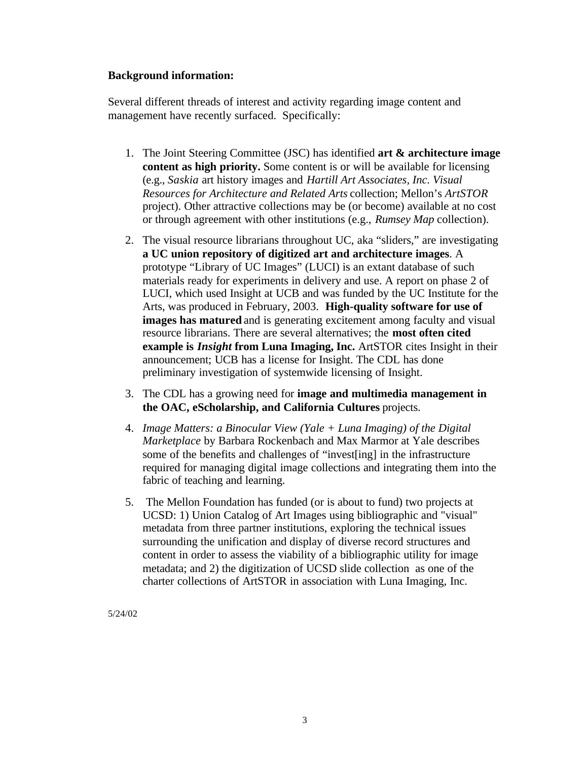**Background information:**

Several different threads of interest and activity regarding image content and management have recently surfaced. Specifically:

1. The Joint Steering Committee (JSC) has identified **art & architecture image content as high priority.** Some content is or will be available for licensing (e.g., *Saskia* art history images and *Hartill Art Associates, Inc. Visual Resources for Architecture and Related Arts* collection; Mellon's *ArtSTOR* project). Other attractive collections may be (or become) available at no cost or through agreement with other institutions (e.g., *Rumsey Map* collection).

2. The visual resource librarians throughout UC, aka "sliders," are investigating **a UC union repository of digitized art and architecture images**. A prototype "Library of UC Images" (LUCI) is an extant database of such materials ready for experiments in delivery and use. A report on phase 2 of LUCI, which used Insight at UCB and was funded by the UC Institute for the Arts, was produced in February, 2003. **High-quality software for use of images has matured** and is generating excitement among faculty and visual resource librarians. There are several alternatives; the **most often cited example is *Insight* from Luna Imaging, Inc.** ArtSTOR cites Insight in their announcement; UCB has a license for Insight. The CDL has done preliminary investigation of systemwide licensing of Insight.

3. The CDL has a growing need for **image and multimedia management in the OAC, eScholarship, and California Cultures** projects.

4. *Image Matters: a Binocular View (Yale + Luna Imaging) of the Digital Marketplace* by Barbara Rockenbach and Max Marmor at Yale describes some of the benefits and challenges of "invest[ing] in the infrastructure required for managing digital image collections and integrating them into the fabric of teaching and learning.

5. The Mellon Foundation has funded (or is about to fund) two projects at UCSD: 1) Union Catalog of Art Images using bibliographic and "visual" metadata from three partner institutions, exploring the technical issues surrounding the unification and display of diverse record structures and content in order to assess the viability of a bibliographic utility for image metadata; and 2) the digitization of UCSD slide collection as one of the charter collections of ArtSTOR in association with Luna Imaging, Inc.

5/24/02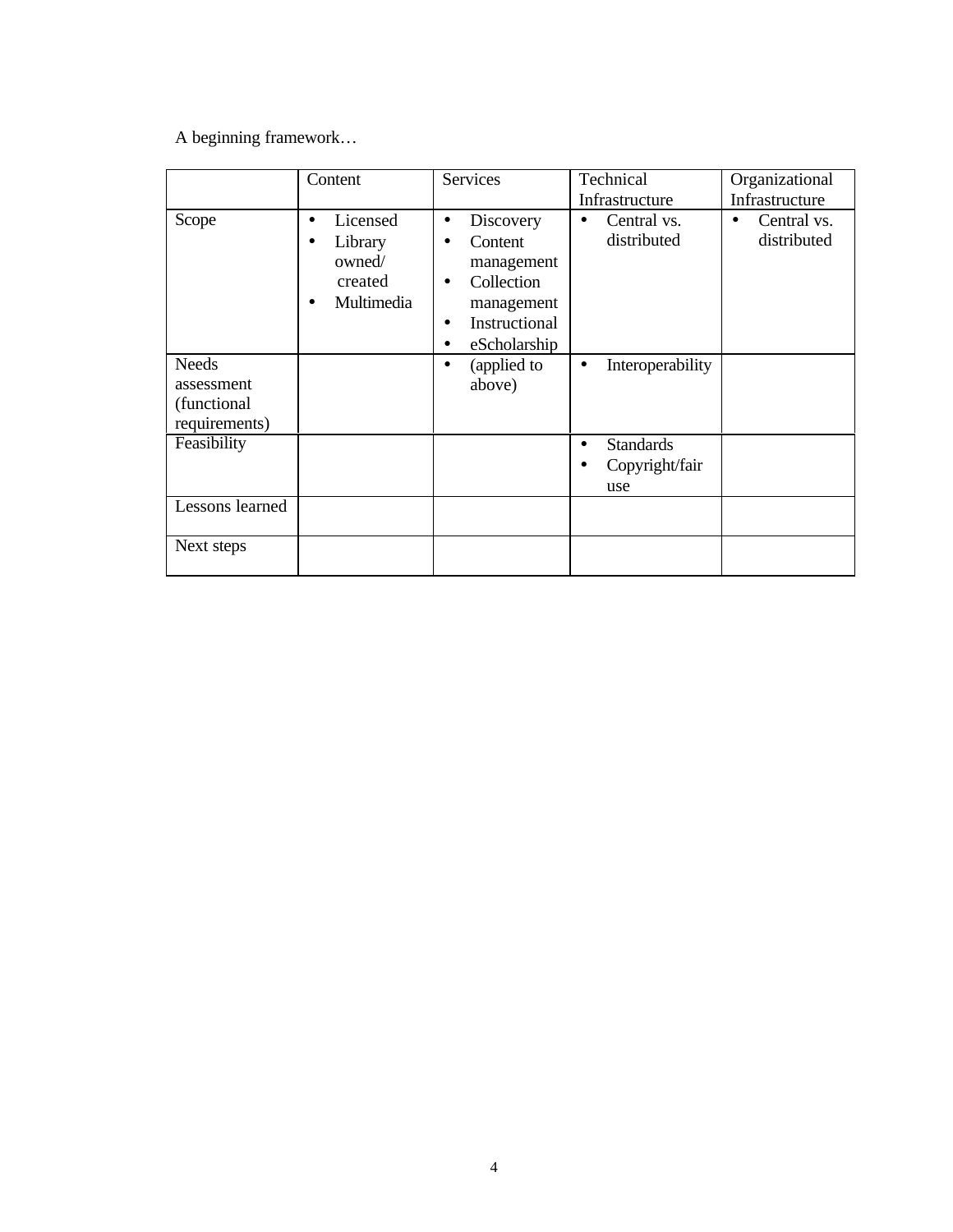A beginning framework…

| | Content | Services | Technical Infrastructure | Organizational Infrastructure |
|---|---|---|---|---|
| Scope | • Licensed<br>• Library owned/ created<br>• Multimedia | • Discovery<br>• Content management<br>• Collection management<br>• Instructional<br>• eScholarship | • Central vs. distributed | • Central vs. distributed |
| Needs assessment (functional requirements) | | • (applied to above) | • Interoperability | |
| Feasibility | | | • Standards<br>• Copyright/fair use | |
| Lessons learned | | | | |
| Next steps | | | | |